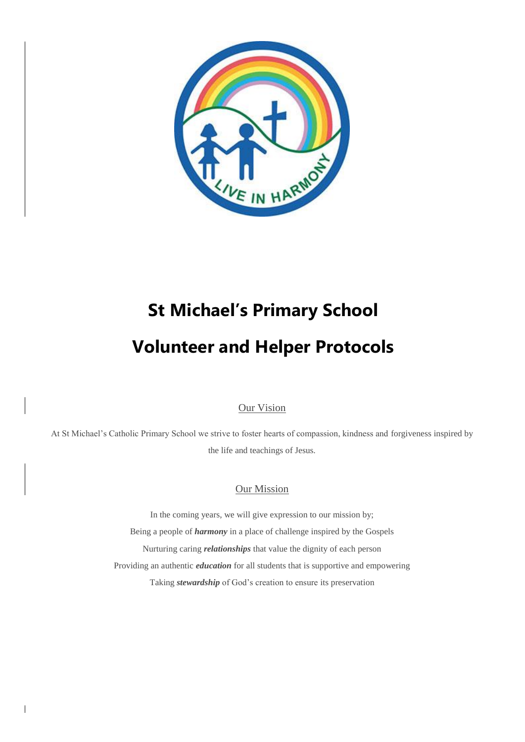# St Michael's Primary School

# Volunteer and Helper Protocols

## Our Vision

At St Michael's Catholic Primary School we strive to foster hearts of compassion, kindness and forgiveness inspired by the life and teachings of Jesus.

## Our Mission

In the coming years, we will give expression to our mission by;

Being a people of ***harmony*** in a place of challenge inspired by the Gospels

Nurturing caring ***relationships*** that value the dignity of each person

Providing an authentic ***education*** for all students that is supportive and empowering

Taking ***stewardship*** of God's creation to ensure its preservation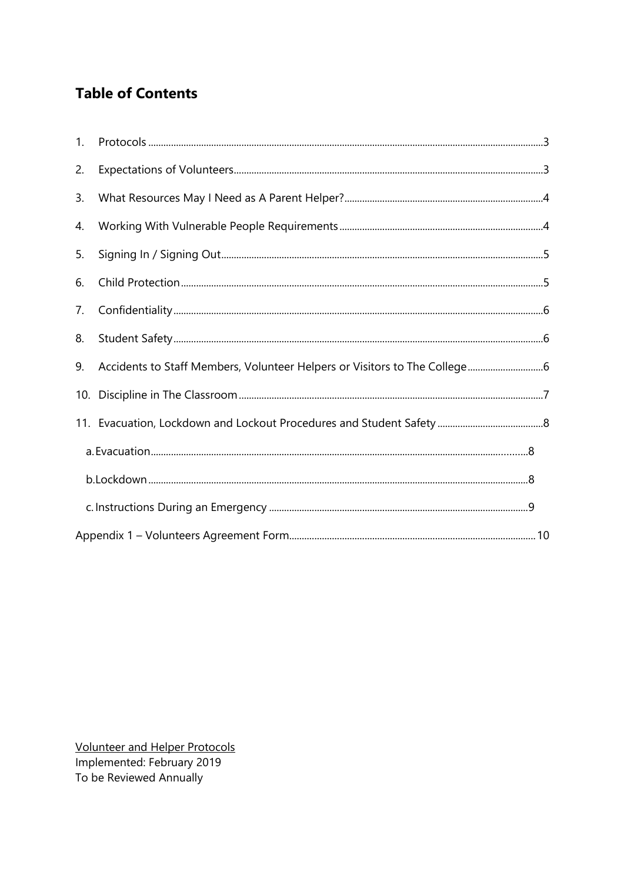# Table of Contents

1. Protocols .......... 3
2. Expectations of Volunteers .......... 3
3. What Resources May I Need as A Parent Helper? .......... 4
4. Working With Vulnerable People Requirements .......... 4
5. Signing In / Signing Out .......... 5
6. Child Protection .......... 5
7. Confidentiality .......... 6
8. Student Safety .......... 6
9. Accidents to Staff Members, Volunteer Helpers or Visitors to The College .......... 6
10. Discipline in The Classroom .......... 7
11. Evacuation, Lockdown and Lockout Procedures and Student Safety .......... 8
    - a. Evacuation .......... 8
    - b. Lockdown .......... 8
    - c. Instructions During an Emergency .......... 9

Appendix 1 – Volunteers Agreement Form .......... 10

<u>Volunteer and Helper Protocols</u>
Implemented: February 2019
To be Reviewed Annually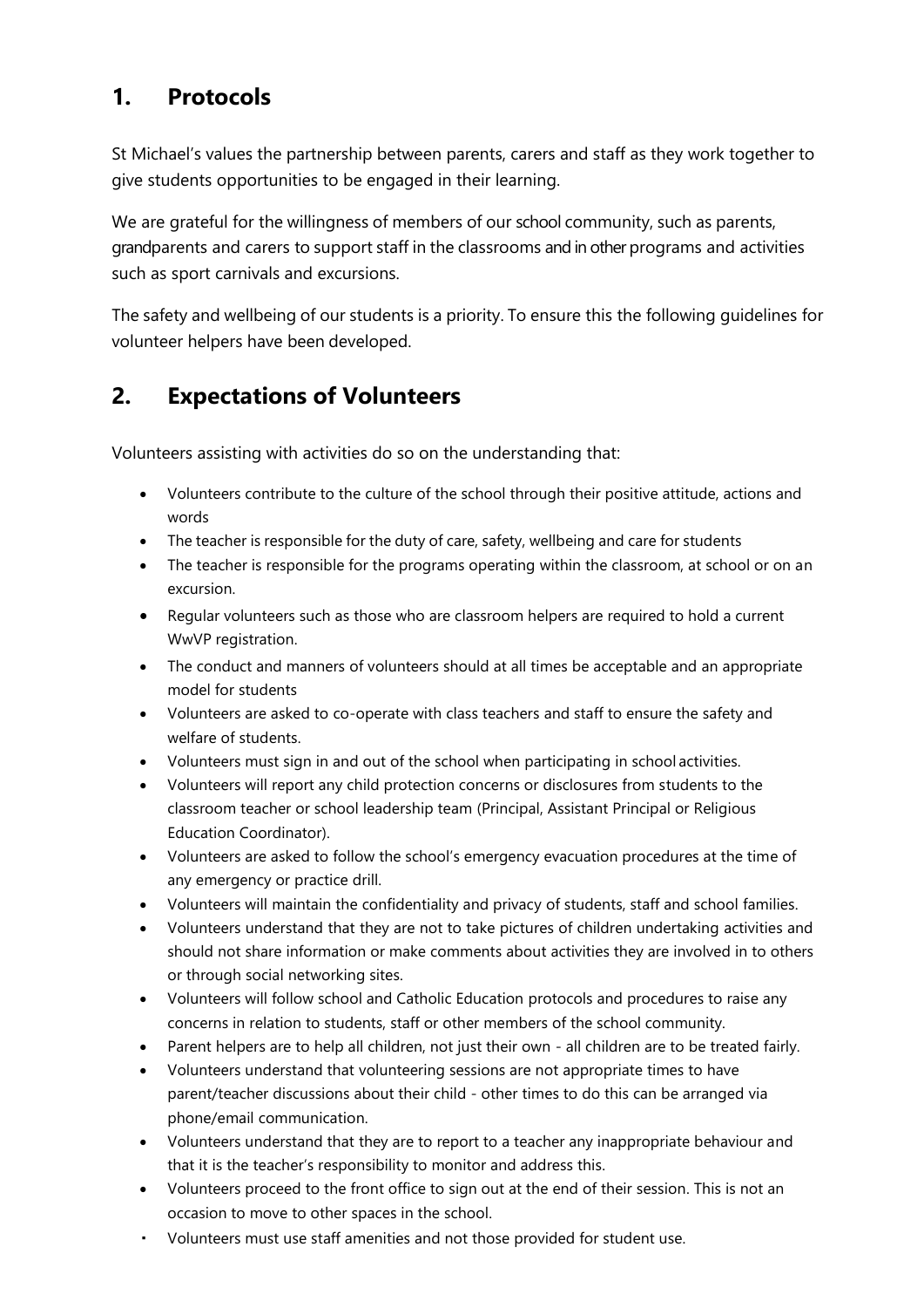## 1. Protocols

St Michael's values the partnership between parents, carers and staff as they work together to give students opportunities to be engaged in their learning.

We are grateful for the willingness of members of our school community, such as parents, grandparents and carers to support staff in the classrooms and in other programs and activities such as sport carnivals and excursions.

The safety and wellbeing of our students is a priority. To ensure this the following guidelines for volunteer helpers have been developed.

## 2. Expectations of Volunteers

Volunteers assisting with activities do so on the understanding that:

- Volunteers contribute to the culture of the school through their positive attitude, actions and words
- The teacher is responsible for the duty of care, safety, wellbeing and care for students
- The teacher is responsible for the programs operating within the classroom, at school or on an excursion.
- Regular volunteers such as those who are classroom helpers are required to hold a current WwVP registration.
- The conduct and manners of volunteers should at all times be acceptable and an appropriate model for students
- Volunteers are asked to co-operate with class teachers and staff to ensure the safety and welfare of students.
- Volunteers must sign in and out of the school when participating in school activities.
- Volunteers will report any child protection concerns or disclosures from students to the classroom teacher or school leadership team (Principal, Assistant Principal or Religious Education Coordinator).
- Volunteers are asked to follow the school's emergency evacuation procedures at the time of any emergency or practice drill.
- Volunteers will maintain the confidentiality and privacy of students, staff and school families.
- Volunteers understand that they are not to take pictures of children undertaking activities and should not share information or make comments about activities they are involved in to others or through social networking sites.
- Volunteers will follow school and Catholic Education protocols and procedures to raise any concerns in relation to students, staff or other members of the school community.
- Parent helpers are to help all children, not just their own - all children are to be treated fairly.
- Volunteers understand that volunteering sessions are not appropriate times to have parent/teacher discussions about their child - other times to do this can be arranged via phone/email communication.
- Volunteers understand that they are to report to a teacher any inappropriate behaviour and that it is the teacher's responsibility to monitor and address this.
- Volunteers proceed to the front office to sign out at the end of their session. This is not an occasion to move to other spaces in the school.
- Volunteers must use staff amenities and not those provided for student use.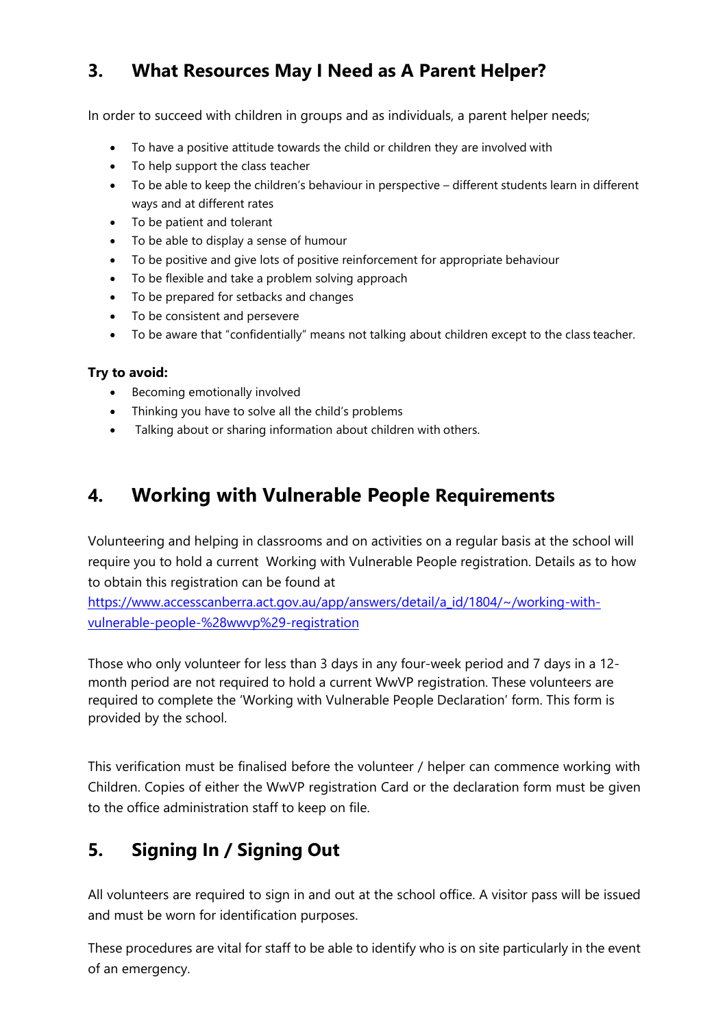## 3. What Resources May I Need as A Parent Helper?

In order to succeed with children in groups and as individuals, a parent helper needs;

- To have a positive attitude towards the child or children they are involved with
- To help support the class teacher
- To be able to keep the children's behaviour in perspective – different students learn in different ways and at different rates
- To be patient and tolerant
- To be able to display a sense of humour
- To be positive and give lots of positive reinforcement for appropriate behaviour
- To be flexible and take a problem solving approach
- To be prepared for setbacks and changes
- To be consistent and persevere
- To be aware that "confidentially" means not talking about children except to the class teacher.

**Try to avoid:**

- Becoming emotionally involved
- Thinking you have to solve all the child's problems
- Talking about or sharing information about children with others.

## 4. Working with Vulnerable People Requirements

Volunteering and helping in classrooms and on activities on a regular basis at the school will require you to hold a current Working with Vulnerable People registration. Details as to how to obtain this registration can be found at [https://www.accesscanberra.act.gov.au/app/answers/detail/a_id/1804/~/working-with-vulnerable-people-%28wwvp%29-registration](https://www.accesscanberra.act.gov.au/app/answers/detail/a_id/1804/~/working-with-vulnerable-people-%28wwvp%29-registration)

Those who only volunteer for less than 3 days in any four-week period and 7 days in a 12-month period are not required to hold a current WwVP registration. These volunteers are required to complete the 'Working with Vulnerable People Declaration' form. This form is provided by the school.

This verification must be finalised before the volunteer / helper can commence working with Children. Copies of either the WwVP registration Card or the declaration form must be given to the office administration staff to keep on file.

## 5. Signing In / Signing Out

All volunteers are required to sign in and out at the school office. A visitor pass will be issued and must be worn for identification purposes.

These procedures are vital for staff to be able to identify who is on site particularly in the event of an emergency.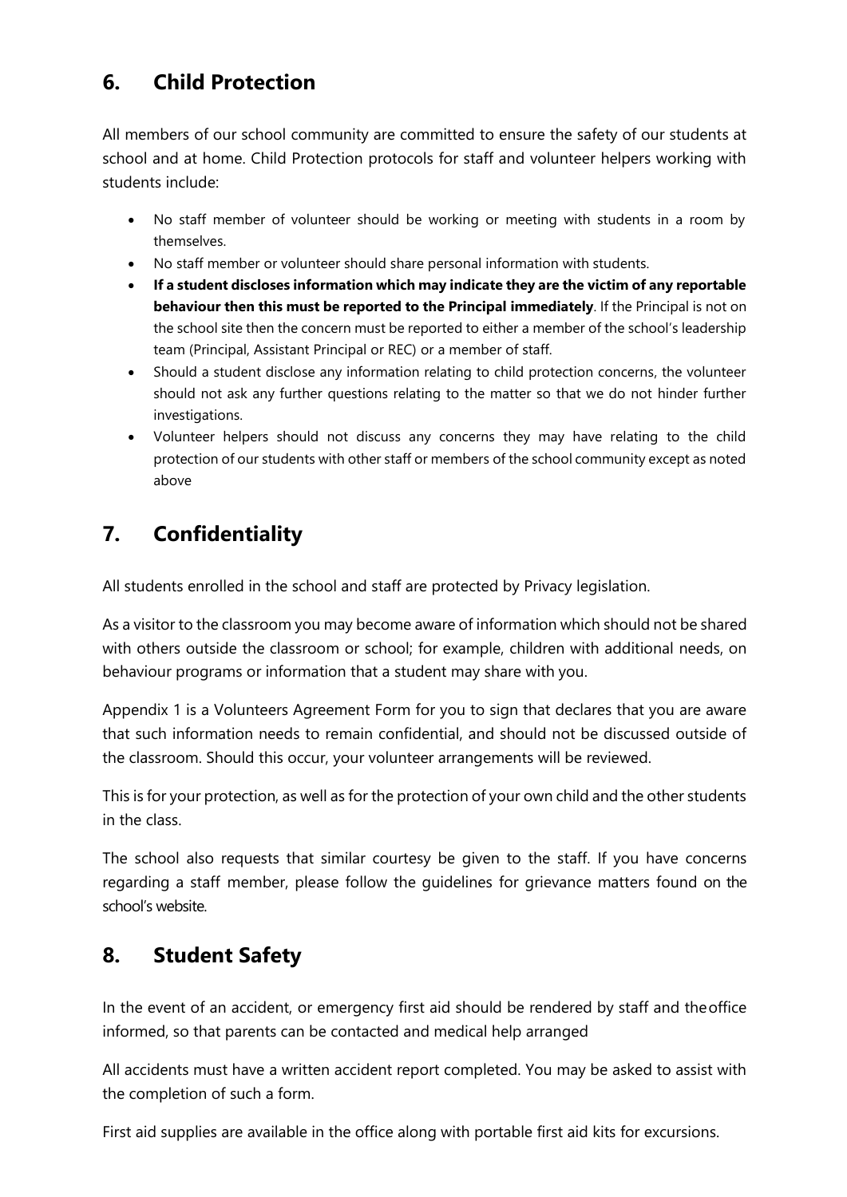## 6. Child Protection

All members of our school community are committed to ensure the safety of our students at school and at home. Child Protection protocols for staff and volunteer helpers working with students include:

- No staff member of volunteer should be working or meeting with students in a room by themselves.
- No staff member or volunteer should share personal information with students.
- **If a student discloses information which may indicate they are the victim of any reportable behaviour then this must be reported to the Principal immediately**. If the Principal is not on the school site then the concern must be reported to either a member of the school's leadership team (Principal, Assistant Principal or REC) or a member of staff.
- Should a student disclose any information relating to child protection concerns, the volunteer should not ask any further questions relating to the matter so that we do not hinder further investigations.
- Volunteer helpers should not discuss any concerns they may have relating to the child protection of our students with other staff or members of the school community except as noted above

## 7. Confidentiality

All students enrolled in the school and staff are protected by Privacy legislation.

As a visitor to the classroom you may become aware of information which should not be shared with others outside the classroom or school; for example, children with additional needs, on behaviour programs or information that a student may share with you.

Appendix 1 is a Volunteers Agreement Form for you to sign that declares that you are aware that such information needs to remain confidential, and should not be discussed outside of the classroom. Should this occur, your volunteer arrangements will be reviewed.

This is for your protection, as well as for the protection of your own child and the other students in the class.

The school also requests that similar courtesy be given to the staff. If you have concerns regarding a staff member, please follow the guidelines for grievance matters found on the school's website.

## 8. Student Safety

In the event of an accident, or emergency first aid should be rendered by staff and theoffice informed, so that parents can be contacted and medical help arranged

All accidents must have a written accident report completed. You may be asked to assist with the completion of such a form.

First aid supplies are available in the office along with portable first aid kits for excursions.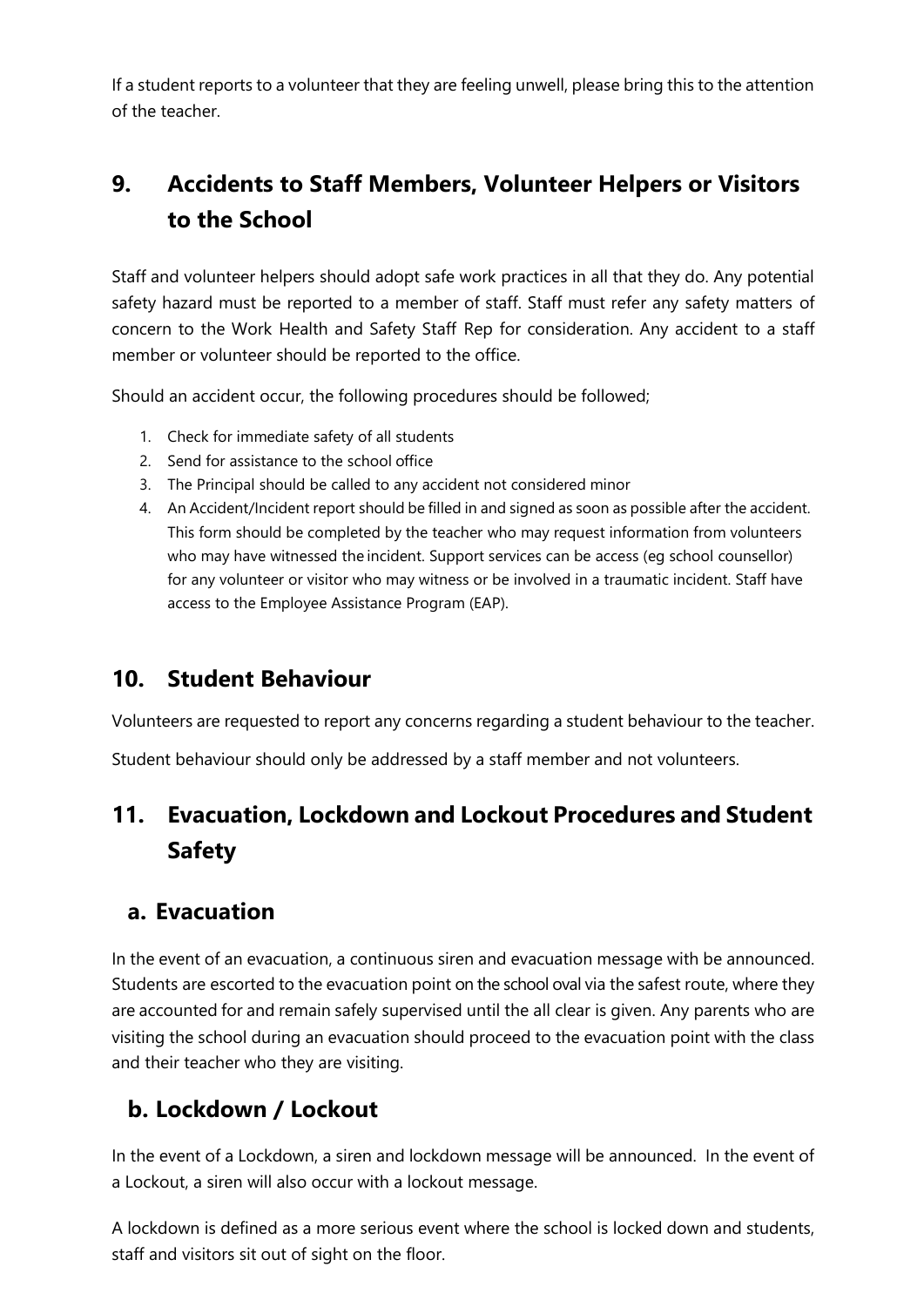If a student reports to a volunteer that they are feeling unwell, please bring this to the attention of the teacher.

## 9. Accidents to Staff Members, Volunteer Helpers or Visitors to the School

Staff and volunteer helpers should adopt safe work practices in all that they do. Any potential safety hazard must be reported to a member of staff. Staff must refer any safety matters of concern to the Work Health and Safety Staff Rep for consideration. Any accident to a staff member or volunteer should be reported to the office.

Should an accident occur, the following procedures should be followed;

1. Check for immediate safety of all students
2. Send for assistance to the school office
3. The Principal should be called to any accident not considered minor
4. An Accident/Incident report should be filled in and signed as soon as possible after the accident. This form should be completed by the teacher who may request information from volunteers who may have witnessed the incident. Support services can be access (eg school counsellor) for any volunteer or visitor who may witness or be involved in a traumatic incident. Staff have access to the Employee Assistance Program (EAP).

## 10. Student Behaviour

Volunteers are requested to report any concerns regarding a student behaviour to the teacher.

Student behaviour should only be addressed by a staff member and not volunteers.

## 11. Evacuation, Lockdown and Lockout Procedures and Student Safety

### a. Evacuation

In the event of an evacuation, a continuous siren and evacuation message with be announced. Students are escorted to the evacuation point on the school oval via the safest route, where they are accounted for and remain safely supervised until the all clear is given. Any parents who are visiting the school during an evacuation should proceed to the evacuation point with the class and their teacher who they are visiting.

### b. Lockdown / Lockout

In the event of a Lockdown, a siren and lockdown message will be announced. In the event of a Lockout, a siren will also occur with a lockout message.

A lockdown is defined as a more serious event where the school is locked down and students, staff and visitors sit out of sight on the floor.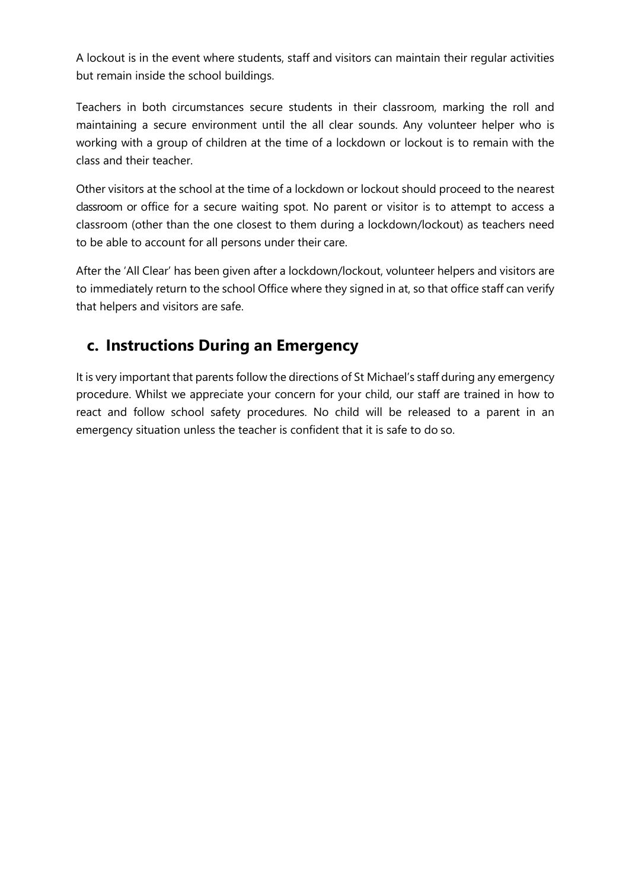A lockout is in the event where students, staff and visitors can maintain their regular activities but remain inside the school buildings.

Teachers in both circumstances secure students in their classroom, marking the roll and maintaining a secure environment until the all clear sounds. Any volunteer helper who is working with a group of children at the time of a lockdown or lockout is to remain with the class and their teacher.

Other visitors at the school at the time of a lockdown or lockout should proceed to the nearest classroom or office for a secure waiting spot. No parent or visitor is to attempt to access a classroom (other than the one closest to them during a lockdown/lockout) as teachers need to be able to account for all persons under their care.

After the 'All Clear' has been given after a lockdown/lockout, volunteer helpers and visitors are to immediately return to the school Office where they signed in at, so that office staff can verify that helpers and visitors are safe.

## c. Instructions During an Emergency

It is very important that parents follow the directions of St Michael's staff during any emergency procedure. Whilst we appreciate your concern for your child, our staff are trained in how to react and follow school safety procedures. No child will be released to a parent in an emergency situation unless the teacher is confident that it is safe to do so.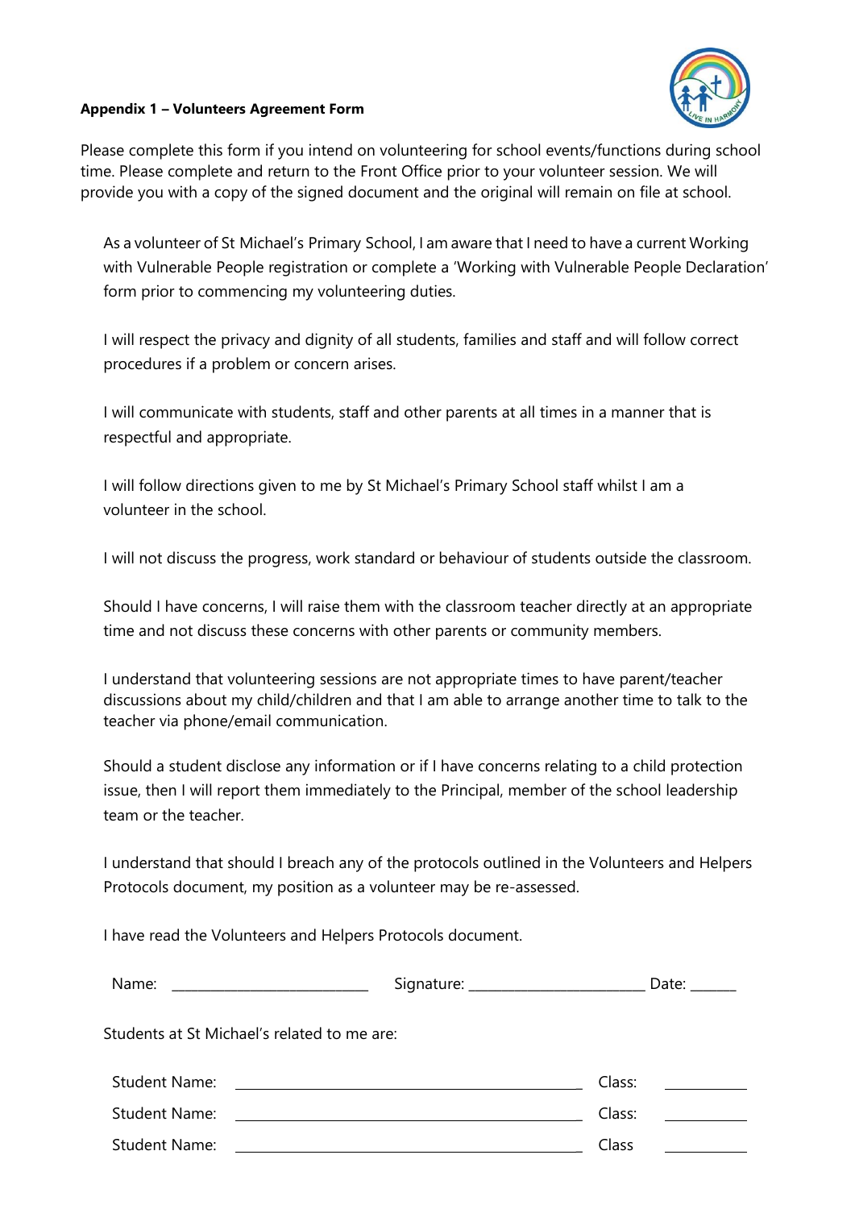**Appendix 1 – Volunteers Agreement Form**

Please complete this form if you intend on volunteering for school events/functions during school time. Please complete and return to the Front Office prior to your volunteer session. We will provide you with a copy of the signed document and the original will remain on file at school.

As a volunteer of St Michael's Primary School, I am aware that I need to have a current Working with Vulnerable People registration or complete a 'Working with Vulnerable People Declaration' form prior to commencing my volunteering duties.

I will respect the privacy and dignity of all students, families and staff and will follow correct procedures if a problem or concern arises.

I will communicate with students, staff and other parents at all times in a manner that is respectful and appropriate.

I will follow directions given to me by St Michael's Primary School staff whilst I am a volunteer in the school.

I will not discuss the progress, work standard or behaviour of students outside the classroom.

Should I have concerns, I will raise them with the classroom teacher directly at an appropriate time and not discuss these concerns with other parents or community members.

I understand that volunteering sessions are not appropriate times to have parent/teacher discussions about my child/children and that I am able to arrange another time to talk to the teacher via phone/email communication.

Should a student disclose any information or if I have concerns relating to a child protection issue, then I will report them immediately to the Principal, member of the school leadership team or the teacher.

I understand that should I breach any of the protocols outlined in the Volunteers and Helpers Protocols document, my position as a volunteer may be re-assessed.

I have read the Volunteers and Helpers Protocols document.

Name: ___________________________ Signature: ________________________ Date: ______

Students at St Michael's related to me are:

Student Name: ________________________________________________ Class: ___________

Student Name: ________________________________________________ Class: ___________

Student Name: ________________________________________________ Class ___________